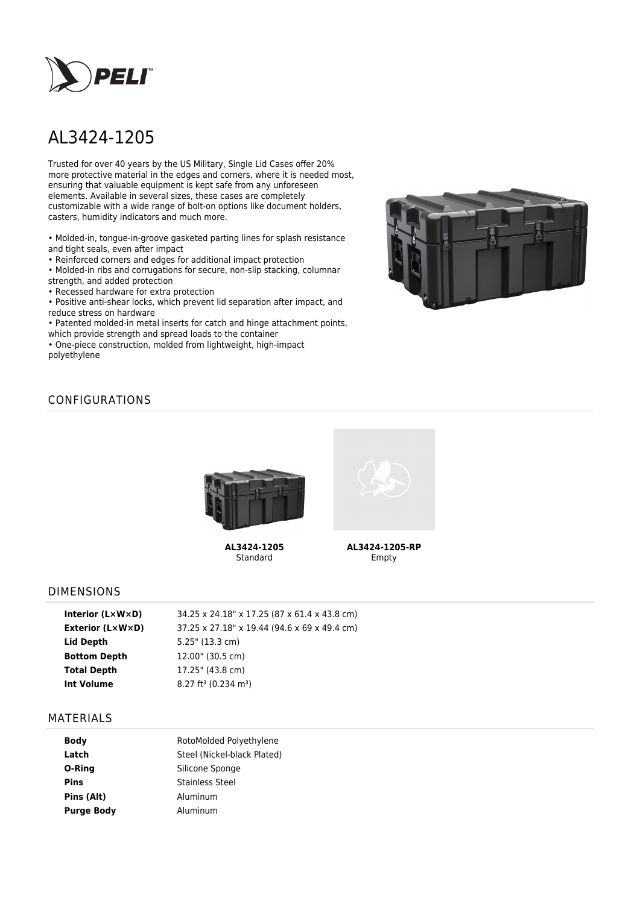# AL3424-1205

Trusted for over 40 years by the US Military, Single Lid Cases offer 20% more protective material in the edges and corners, where it is needed most, ensuring that valuable equipment is kept safe from any unforeseen elements. Available in several sizes, these cases are completely customizable with a wide range of bolt-on options like document holders, casters, humidity indicators and much more.

- Molded-in, tongue-in-groove gasketed parting lines for splash resistance and tight seals, even after impact
- Reinforced corners and edges for additional impact protection
- Molded-in ribs and corrugations for secure, non-slip stacking, columnar strength, and added protection
- Recessed hardware for extra protection
- Positive anti-shear locks, which prevent lid separation after impact, and reduce stress on hardware
- Patented molded-in metal inserts for catch and hinge attachment points, which provide strength and spread loads to the container
- One-piece construction, molded from lightweight, high-impact polyethylene

## CONFIGURATIONS

**AL3424-1205**
Standard

**AL3424-1205-RP**
Empty

## DIMENSIONS

| | |
|---|---|
| **Interior (L×W×D)** | 34.25 x 24.18" x 17.25 (87 x 61.4 x 43.8 cm) |
| **Exterior (L×W×D)** | 37.25 x 27.18" x 19.44 (94.6 x 69 x 49.4 cm) |
| **Lid Depth** | 5.25" (13.3 cm) |
| **Bottom Depth** | 12.00" (30.5 cm) |
| **Total Depth** | 17.25" (43.8 cm) |
| **Int Volume** | 8.27 $ft^3$ (0.234 $m^3$) |

## MATERIALS

| | |
|---|---|
| **Body** | RotoMolded Polyethylene |
| **Latch** | Steel (Nickel-black Plated) |
| **O-Ring** | Silicone Sponge |
| **Pins** | Stainless Steel |
| **Pins (Alt)** | Aluminum |
| **Purge Body** | Aluminum |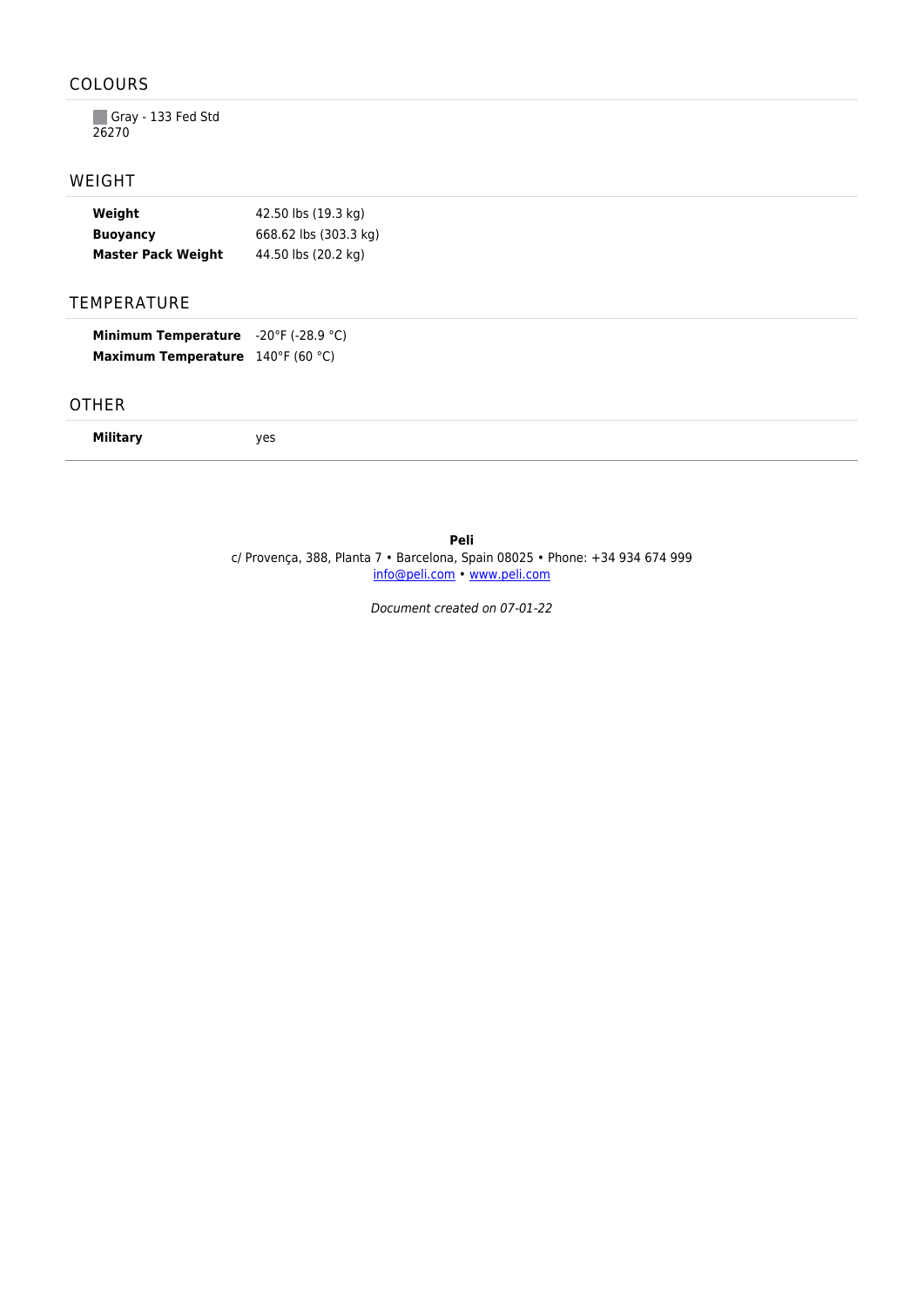## COLOURS

Gray - 133 Fed Std 26270

## WEIGHT

| | |
|---|---|
| **Weight** | 42.50 lbs (19.3 kg) |
| **Buoyancy** | 668.62 lbs (303.3 kg) |
| **Master Pack Weight** | 44.50 lbs (20.2 kg) |

## TEMPERATURE

| | |
|---|---|
| **Minimum Temperature** | -20°F (-28.9 °C) |
| **Maximum Temperature** | 140°F (60 °C) |

## OTHER

| | |
|---|---|
| **Military** | yes |

**Peli**
c/ Provença, 388, Planta 7 • Barcelona, Spain 08025 • Phone: +34 934 674 999
info@peli.com • www.peli.com

*Document created on 07-01-22*